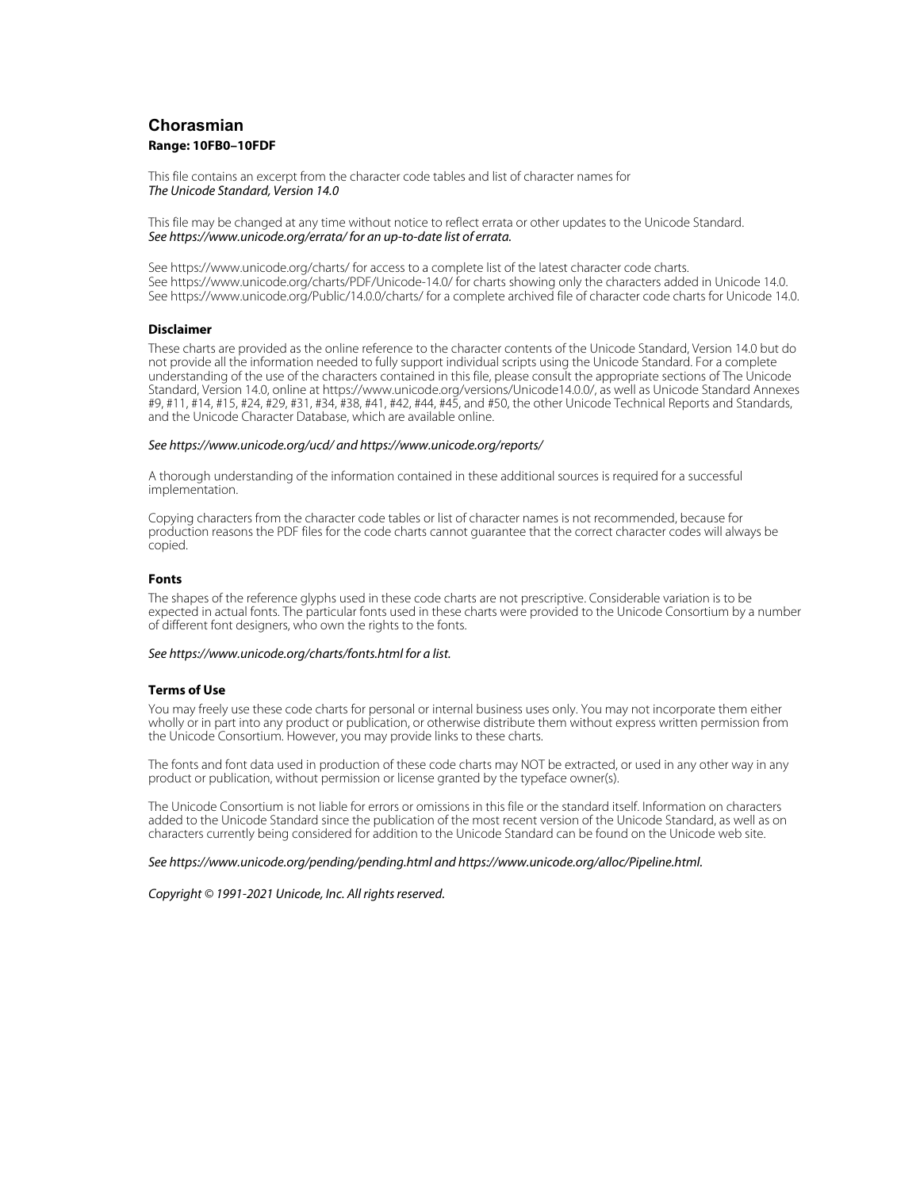# Chorasmian

**Range: 10FB0–10FDF**

This file contains an excerpt from the character code tables and list of character names for
*The Unicode Standard, Version 14.0*

This file may be changed at any time without notice to reflect errata or other updates to the Unicode Standard.
*See https://www.unicode.org/errata/ for an up-to-date list of errata.*

See https://www.unicode.org/charts/ for access to a complete list of the latest character code charts.
See https://www.unicode.org/charts/PDF/Unicode-14.0/ for charts showing only the characters added in Unicode 14.0.
See https://www.unicode.org/Public/14.0.0/charts/ for a complete archived file of character code charts for Unicode 14.0.

### Disclaimer

These charts are provided as the online reference to the character contents of the Unicode Standard, Version 14.0 but do not provide all the information needed to fully support individual scripts using the Unicode Standard. For a complete understanding of the use of the characters contained in this file, please consult the appropriate sections of The Unicode Standard, Version 14.0, online at https://www.unicode.org/versions/Unicode14.0.0/, as well as Unicode Standard Annexes #9, #11, #14, #15, #24, #29, #31, #34, #38, #41, #42, #44, #45, and #50, the other Unicode Technical Reports and Standards, and the Unicode Character Database, which are available online.

*See https://www.unicode.org/ucd/ and https://www.unicode.org/reports/*

A thorough understanding of the information contained in these additional sources is required for a successful implementation.

Copying characters from the character code tables or list of character names is not recommended, because for production reasons the PDF files for the code charts cannot guarantee that the correct character codes will always be copied.

### Fonts

The shapes of the reference glyphs used in these code charts are not prescriptive. Considerable variation is to be expected in actual fonts. The particular fonts used in these charts were provided to the Unicode Consortium by a number of different font designers, who own the rights to the fonts.

*See https://www.unicode.org/charts/fonts.html for a list.*

### Terms of Use

You may freely use these code charts for personal or internal business uses only. You may not incorporate them either wholly or in part into any product or publication, or otherwise distribute them without express written permission from the Unicode Consortium. However, you may provide links to these charts.

The fonts and font data used in production of these code charts may NOT be extracted, or used in any other way in any product or publication, without permission or license granted by the typeface owner(s).

The Unicode Consortium is not liable for errors or omissions in this file or the standard itself. Information on characters added to the Unicode Standard since the publication of the most recent version of the Unicode Standard, as well as on characters currently being considered for addition to the Unicode Standard can be found on the Unicode web site.

*See https://www.unicode.org/pending/pending.html and https://www.unicode.org/alloc/Pipeline.html.*

*Copyright © 1991-2021 Unicode, Inc. All rights reserved.*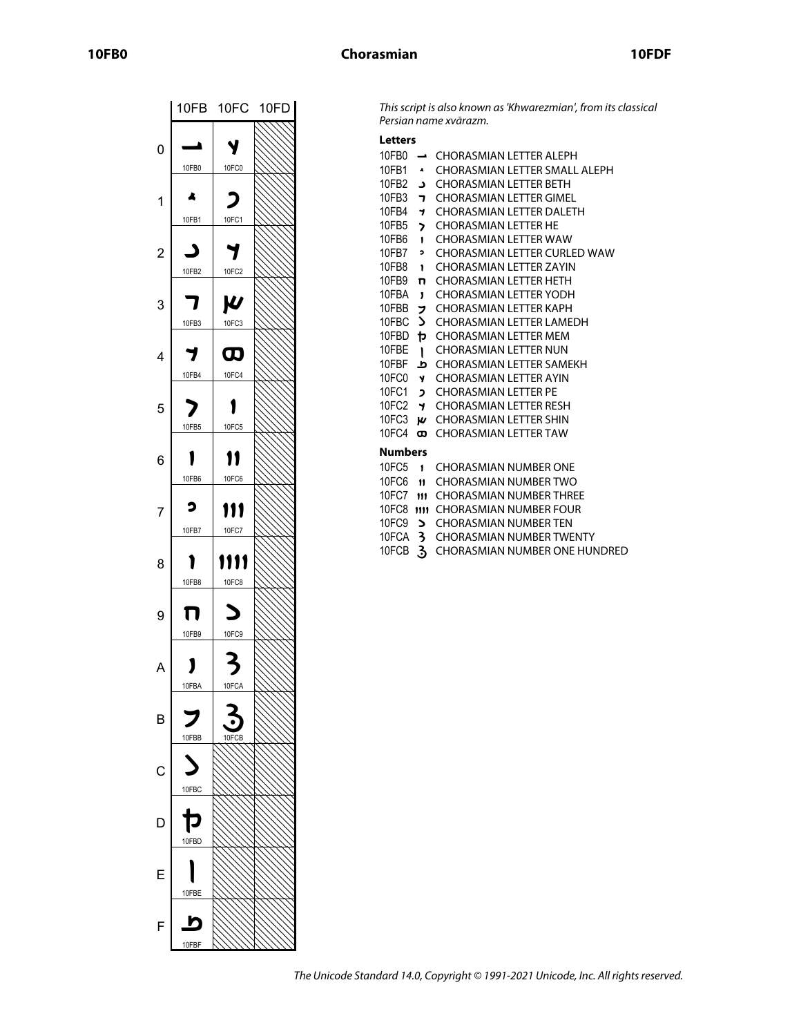| | 10FB | 10FC | 10FD |
|---|---|---|---|
| 0 | 𐾰 10FB0 | 𐿀 10FC0 | |
| 1 | 𐾱 10FB1 | 𐿁 10FC1 | |
| 2 | 𐾲 10FB2 | 𐿂 10FC2 | |
| 3 | 𐾳 10FB3 | 𐿃 10FC3 | |
| 4 | 𐾴 10FB4 | 𐿄 10FC4 | |
| 5 | 𐾵 10FB5 | 𐿅 10FC5 | |
| 6 | 𐾶 10FB6 | 𐿆 10FC6 | |
| 7 | 𐾷 10FB7 | 𐿇 10FC7 | |
| 8 | 𐾸 10FB8 | 𐿈 10FC8 | |
| 9 | 𐾹 10FB9 | 𐿉 10FC9 | |
| A | 𐾺 10FBA | 𐿊 10FCA | |
| B | 𐾻 10FBB | 𐿋 10FCB | |
| C | 𐾼 10FBC | | |
| D | 𐾽 10FBD | | |
| E | 𐾾 10FBE | | |
| F | 𐾿 10FBF | | |

*This script is also known as 'Khwarezmian', from its classical Persian name xvārazm.*

**Letters**

10FB0 𐾰 CHORASMIAN LETTER ALEPH
10FB1 𐾱 CHORASMIAN LETTER SMALL ALEPH
10FB2 𐾲 CHORASMIAN LETTER BETH
10FB3 𐾳 CHORASMIAN LETTER GIMEL
10FB4 𐾴 CHORASMIAN LETTER DALETH
10FB5 𐾵 CHORASMIAN LETTER HE
10FB6 𐾶 CHORASMIAN LETTER WAW
10FB7 𐾷 CHORASMIAN LETTER CURLED WAW
10FB8 𐾸 CHORASMIAN LETTER ZAYIN
10FB9 𐾹 CHORASMIAN LETTER HETH
10FBA 𐾺 CHORASMIAN LETTER YODH
10FBB 𐾻 CHORASMIAN LETTER KAPH
10FBC 𐾼 CHORASMIAN LETTER LAMEDH
10FBD 𐾽 CHORASMIAN LETTER MEM
10FBE 𐾾 CHORASMIAN LETTER NUN
10FBF 𐾿 CHORASMIAN LETTER SAMEKH
10FC0 𐿀 CHORASMIAN LETTER AYIN
10FC1 𐿁 CHORASMIAN LETTER PE
10FC2 𐿂 CHORASMIAN LETTER RESH
10FC3 𐿃 CHORASMIAN LETTER SHIN
10FC4 𐿄 CHORASMIAN LETTER TAW

**Numbers**

10FC5 𐿅 CHORASMIAN NUMBER ONE
10FC6 𐿆 CHORASMIAN NUMBER TWO
10FC7 𐿇 CHORASMIAN NUMBER THREE
10FC8 𐿈 CHORASMIAN NUMBER FOUR
10FC9 𐿉 CHORASMIAN NUMBER TEN
10FCA 𐿊 CHORASMIAN NUMBER TWENTY
10FCB 𐿋 CHORASMIAN NUMBER ONE HUNDRED